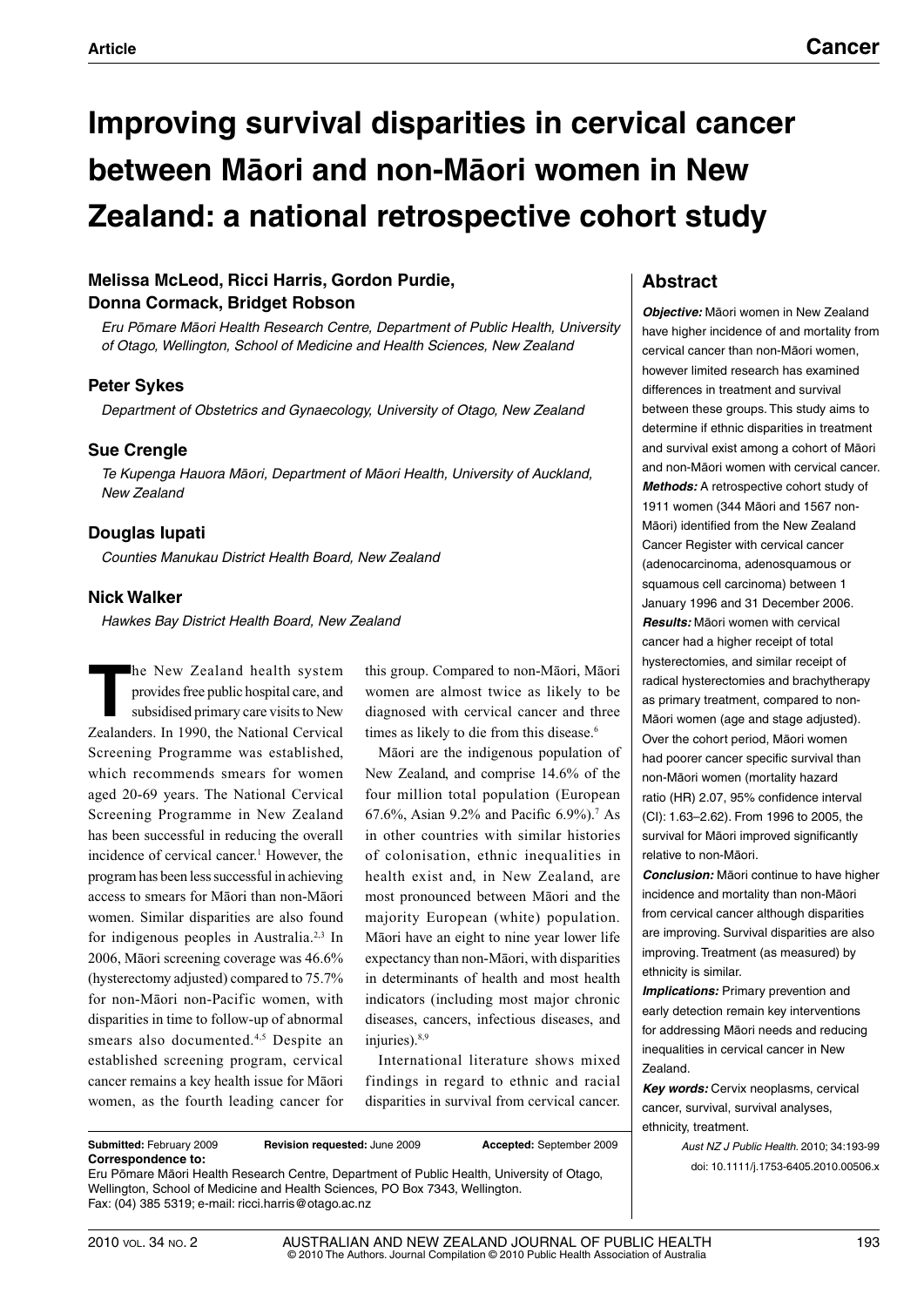Article

Cancer

# Improving survival disparities in cervical cancer between Māori and non-Māori women in New Zealand: a national retrospective cohort study

**Melissa McLeod, Ricci Harris, Gordon Purdie, Donna Cormack, Bridget Robson**

*Eru Pōmare Māori Health Research Centre, Department of Public Health, University of Otago, Wellington, School of Medicine and Health Sciences, New Zealand*

**Peter Sykes**

*Department of Obstetrics and Gynaecology, University of Otago, New Zealand*

**Sue Crengle**

*Te Kupenga Hauora Māori, Department of Māori Health, University of Auckland, New Zealand*

**Douglas Iupati**

*Counties Manukau District Health Board, New Zealand*

**Nick Walker**

*Hawkes Bay District Health Board, New Zealand*

## Abstract

***Objective:*** Māori women in New Zealand have higher incidence of and mortality from cervical cancer than non-Māori women, however limited research has examined differences in treatment and survival between these groups. This study aims to determine if ethnic disparities in treatment and survival exist among a cohort of Māori and non-Māori women with cervical cancer.

***Methods:*** A retrospective cohort study of 1911 women (344 Māori and 1567 non-Māori) identified from the New Zealand Cancer Register with cervical cancer (adenocarcinoma, adenosquamous or squamous cell carcinoma) between 1 January 1996 and 31 December 2006.

***Results:*** Māori women with cervical cancer had a higher receipt of total hysterectomies, and similar receipt of radical hysterectomies and brachytherapy as primary treatment, compared to non-Māori women (age and stage adjusted). Over the cohort period, Māori women had poorer cancer specific survival than non-Māori women (mortality hazard ratio (HR) 2.07, 95% confidence interval (CI): 1.63–2.62). From 1996 to 2005, the survival for Māori improved significantly relative to non-Māori.

***Conclusion:*** Māori continue to have higher incidence and mortality than non-Māori from cervical cancer although disparities are improving. Survival disparities are also improving. Treatment (as measured) by ethnicity is similar.

***Implications:*** Primary prevention and early detection remain key interventions for addressing Māori needs and reducing inequalities in cervical cancer in New Zealand.

***Key words:*** Cervix neoplasms, cervical cancer, survival, survival analyses, ethnicity, treatment.

*Aust NZ J Public Health.* 2010; 34:193-99
doi: 10.1111/j.1753-6405.2010.00506.x

The New Zealand health system provides free public hospital care, and subsidised primary care visits to New Zealanders. In 1990, the National Cervical Screening Programme was established, which recommends smears for women aged 20-69 years. The National Cervical Screening Programme in New Zealand has been successful in reducing the overall incidence of cervical cancer.[1] However, the program has been less successful in achieving access to smears for Māori than non-Māori women. Similar disparities are also found for indigenous peoples in Australia.[2,3] In 2006, Māori screening coverage was 46.6% (hysterectomy adjusted) compared to 75.7% for non-Māori non-Pacific women, with disparities in time to follow-up of abnormal smears also documented.[4,5] Despite an established screening program, cervical cancer remains a key health issue for Māori women, as the fourth leading cancer for this group. Compared to non-Māori, Māori women are almost twice as likely to be diagnosed with cervical cancer and three times as likely to die from this disease.[6]

Māori are the indigenous population of New Zealand, and comprise 14.6% of the four million total population (European 67.6%, Asian 9.2% and Pacific 6.9%).[7] As in other countries with similar histories of colonisation, ethnic inequalities in health exist and, in New Zealand, are most pronounced between Māori and the majority European (white) population. Māori have an eight to nine year lower life expectancy than non-Māori, with disparities in determinants of health and most health indicators (including most major chronic diseases, cancers, infectious diseases, and injuries).[8,9]

International literature shows mixed findings in regard to ethnic and racial disparities in survival from cervical cancer.

**Submitted:** February 2009 **Revision requested:** June 2009 **Accepted:** September 2009

**Correspondence to:**
Eru Pōmare Māori Health Research Centre, Department of Public Health, University of Otago, Wellington, School of Medicine and Health Sciences, PO Box 7343, Wellington.
Fax: (04) 385 5319; e-mail: ricci.harris@otago.ac.nz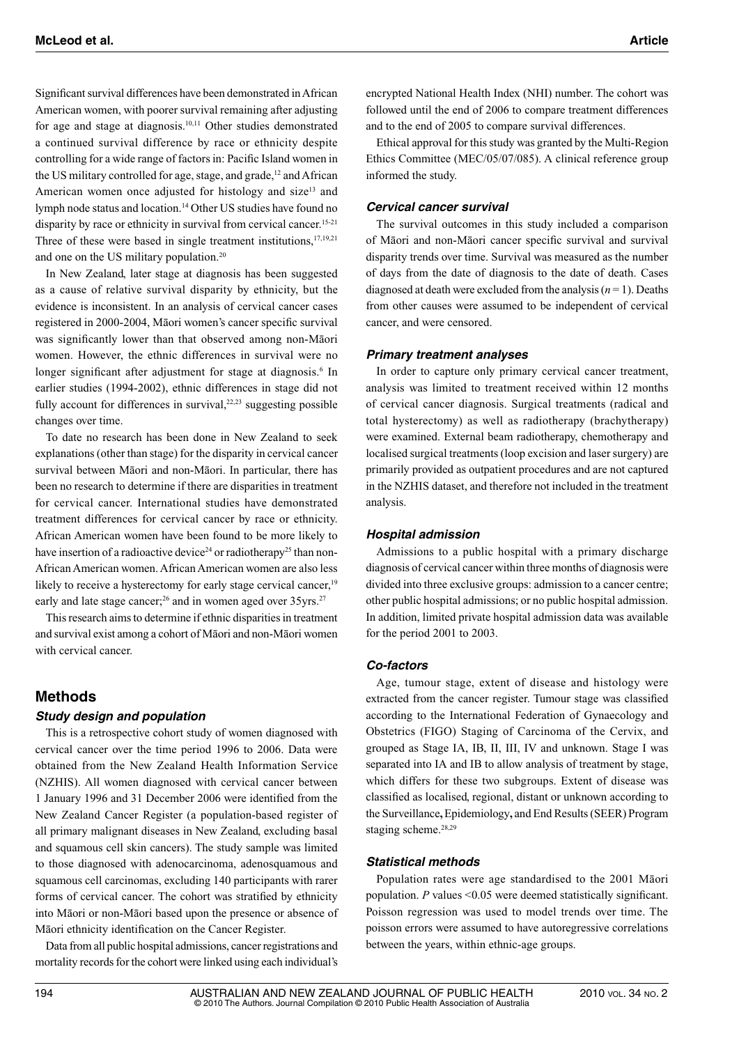Significant survival differences have been demonstrated in African American women, with poorer survival remaining after adjusting for age and stage at diagnosis.[10,11] Other studies demonstrated a continued survival difference by race or ethnicity despite controlling for a wide range of factors in: Pacific Island women in the US military controlled for age, stage, and grade,[12] and African American women once adjusted for histology and size[13] and lymph node status and location.[14] Other US studies have found no disparity by race or ethnicity in survival from cervical cancer.[15-21] Three of these were based in single treatment institutions,[17,19,21] and one on the US military population.[20]

In New Zealand, later stage at diagnosis has been suggested as a cause of relative survival disparity by ethnicity, but the evidence is inconsistent. In an analysis of cervical cancer cases registered in 2000-2004, Māori women's cancer specific survival was significantly lower than that observed among non-Māori women. However, the ethnic differences in survival were no longer significant after adjustment for stage at diagnosis.[6] In earlier studies (1994-2002), ethnic differences in stage did not fully account for differences in survival,[22,23] suggesting possible changes over time.

To date no research has been done in New Zealand to seek explanations (other than stage) for the disparity in cervical cancer survival between Māori and non-Māori. In particular, there has been no research to determine if there are disparities in treatment for cervical cancer. International studies have demonstrated treatment differences for cervical cancer by race or ethnicity. African American women have been found to be more likely to have insertion of a radioactive device[24] or radiotherapy[25] than non-African American women. African American women are also less likely to receive a hysterectomy for early stage cervical cancer,[19] early and late stage cancer;[26] and in women aged over 35yrs.[27]

This research aims to determine if ethnic disparities in treatment and survival exist among a cohort of Māori and non-Māori women with cervical cancer.

## Methods

### *Study design and population*

This is a retrospective cohort study of women diagnosed with cervical cancer over the time period 1996 to 2006. Data were obtained from the New Zealand Health Information Service (NZHIS). All women diagnosed with cervical cancer between 1 January 1996 and 31 December 2006 were identified from the New Zealand Cancer Register (a population-based register of all primary malignant diseases in New Zealand, excluding basal and squamous cell skin cancers). The study sample was limited to those diagnosed with adenocarcinoma, adenosquamous and squamous cell carcinomas, excluding 140 participants with rarer forms of cervical cancer. The cohort was stratified by ethnicity into Māori or non-Māori based upon the presence or absence of Māori ethnicity identification on the Cancer Register.

Data from all public hospital admissions, cancer registrations and mortality records for the cohort were linked using each individual's encrypted National Health Index (NHI) number. The cohort was followed until the end of 2006 to compare treatment differences and to the end of 2005 to compare survival differences.

Ethical approval for this study was granted by the Multi-Region Ethics Committee (MEC/05/07/085). A clinical reference group informed the study.

### *Cervical cancer survival*

The survival outcomes in this study included a comparison of Māori and non-Māori cancer specific survival and survival disparity trends over time. Survival was measured as the number of days from the date of diagnosis to the date of death. Cases diagnosed at death were excluded from the analysis ($n = 1$). Deaths from other causes were assumed to be independent of cervical cancer, and were censored.

### *Primary treatment analyses*

In order to capture only primary cervical cancer treatment, analysis was limited to treatment received within 12 months of cervical cancer diagnosis. Surgical treatments (radical and total hysterectomy) as well as radiotherapy (brachytherapy) were examined. External beam radiotherapy, chemotherapy and localised surgical treatments (loop excision and laser surgery) are primarily provided as outpatient procedures and are not captured in the NZHIS dataset, and therefore not included in the treatment analysis.

### *Hospital admission*

Admissions to a public hospital with a primary discharge diagnosis of cervical cancer within three months of diagnosis were divided into three exclusive groups: admission to a cancer centre; other public hospital admissions; or no public hospital admission. In addition, limited private hospital admission data was available for the period 2001 to 2003.

### *Co-factors*

Age, tumour stage, extent of disease and histology were extracted from the cancer register. Tumour stage was classified according to the International Federation of Gynaecology and Obstetrics (FIGO) Staging of Carcinoma of the Cervix, and grouped as Stage IA, IB, II, III, IV and unknown. Stage I was separated into IA and IB to allow analysis of treatment by stage, which differs for these two subgroups. Extent of disease was classified as localised, regional, distant or unknown according to the Surveillance**,** Epidemiology**,** and End Results (SEER) Program staging scheme.[28,29]

### *Statistical methods*

Population rates were age standardised to the 2001 Māori population. *P* values <0.05 were deemed statistically significant. Poisson regression was used to model trends over time. The poisson errors were assumed to have autoregressive correlations between the years, within ethnic-age groups.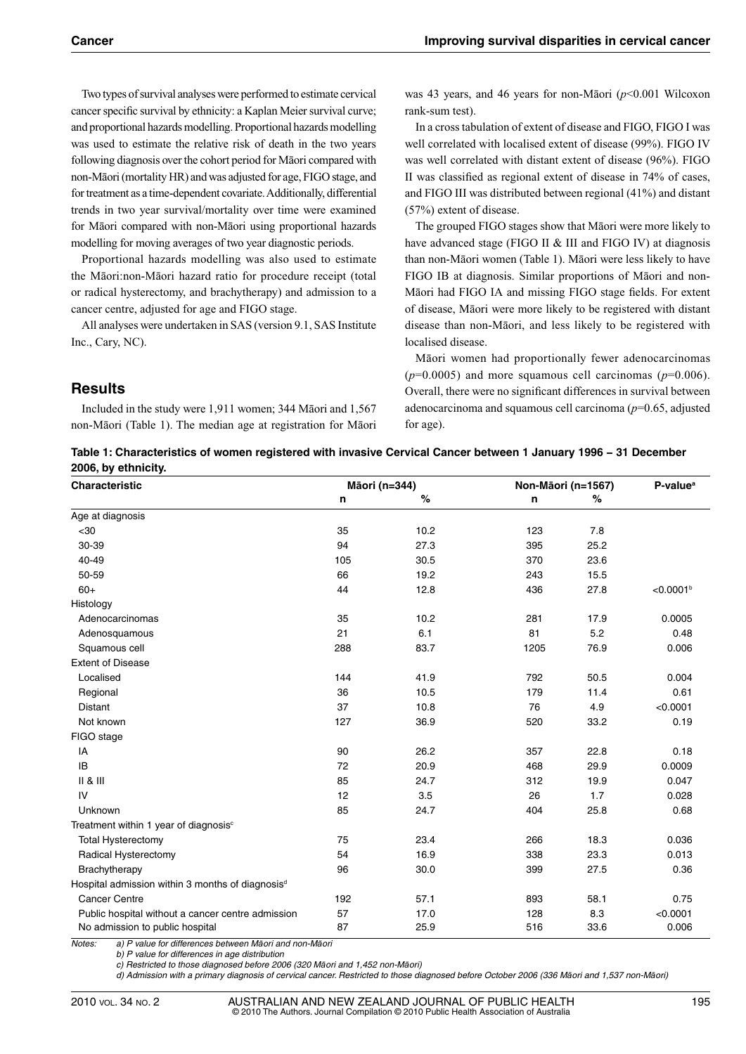Two types of survival analyses were performed to estimate cervical cancer specific survival by ethnicity: a Kaplan Meier survival curve; and proportional hazards modelling. Proportional hazards modelling was used to estimate the relative risk of death in the two years following diagnosis over the cohort period for Māori compared with non-Māori (mortality HR) and was adjusted for age, FIGO stage, and for treatment as a time-dependent covariate. Additionally, differential trends in two year survival/mortality over time were examined for Māori compared with non-Māori using proportional hazards modelling for moving averages of two year diagnostic periods.

Proportional hazards modelling was also used to estimate the Māori:non-Māori hazard ratio for procedure receipt (total or radical hysterectomy, and brachytherapy) and admission to a cancer centre, adjusted for age and FIGO stage.

All analyses were undertaken in SAS (version 9.1, SAS Institute Inc., Cary, NC).

## Results

Included in the study were 1,911 women; 344 Māori and 1,567 non-Māori (Table 1). The median age at registration for Māori was 43 years, and 46 years for non-Māori ($p$<0.001 Wilcoxon rank-sum test).

In a cross tabulation of extent of disease and FIGO, FIGO I was well correlated with localised extent of disease (99%). FIGO IV was well correlated with distant extent of disease (96%). FIGO II was classified as regional extent of disease in 74% of cases, and FIGO III was distributed between regional (41%) and distant (57%) extent of disease.

The grouped FIGO stages show that Māori were more likely to have advanced stage (FIGO II & III and FIGO IV) at diagnosis than non-Māori women (Table 1). Māori were less likely to have FIGO IB at diagnosis. Similar proportions of Māori and non-Māori had FIGO IA and missing FIGO stage fields. For extent of disease, Māori were more likely to be registered with distant disease than non-Māori, and less likely to be registered with localised disease.

Māori women had proportionally fewer adenocarcinomas ($p$=0.0005) and more squamous cell carcinomas ($p$=0.006). Overall, there were no significant differences in survival between adenocarcinoma and squamous cell carcinoma ($p$=0.65, adjusted for age).

**Table 1: Characteristics of women registered with invasive Cervical Cancer between 1 January 1996 – 31 December 2006, by ethnicity.**

| Characteristic | Māori (n=344) | | Non-Māori (n=1567) | | P-value[a] |
|---|---|---|---|---|---|
| | n | % | n | % | |
| Age at diagnosis | | | | | |
| <30 | 35 | 10.2 | 123 | 7.8 | |
| 30-39 | 94 | 27.3 | 395 | 25.2 | |
| 40-49 | 105 | 30.5 | 370 | 23.6 | |
| 50-59 | 66 | 19.2 | 243 | 15.5 | |
| 60+ | 44 | 12.8 | 436 | 27.8 | <0.0001[b] |
| Histology | | | | | |
| Adenocarcinomas | 35 | 10.2 | 281 | 17.9 | 0.0005 |
| Adenosquamous | 21 | 6.1 | 81 | 5.2 | 0.48 |
| Squamous cell | 288 | 83.7 | 1205 | 76.9 | 0.006 |
| Extent of Disease | | | | | |
| Localised | 144 | 41.9 | 792 | 50.5 | 0.004 |
| Regional | 36 | 10.5 | 179 | 11.4 | 0.61 |
| Distant | 37 | 10.8 | 76 | 4.9 | <0.0001 |
| Not known | 127 | 36.9 | 520 | 33.2 | 0.19 |
| FIGO stage | | | | | |
| IA | 90 | 26.2 | 357 | 22.8 | 0.18 |
| IB | 72 | 20.9 | 468 | 29.9 | 0.0009 |
| II & III | 85 | 24.7 | 312 | 19.9 | 0.047 |
| IV | 12 | 3.5 | 26 | 1.7 | 0.028 |
| Unknown | 85 | 24.7 | 404 | 25.8 | 0.68 |
| Treatment within 1 year of diagnosis[c] | | | | | |
| Total Hysterectomy | 75 | 23.4 | 266 | 18.3 | 0.036 |
| Radical Hysterectomy | 54 | 16.9 | 338 | 23.3 | 0.013 |
| Brachytherapy | 96 | 30.0 | 399 | 27.5 | 0.36 |
| Hospital admission within 3 months of diagnosis[d] | | | | | |
| Cancer Centre | 192 | 57.1 | 893 | 58.1 | 0.75 |
| Public hospital without a cancer centre admission | 57 | 17.0 | 128 | 8.3 | <0.0001 |
| No admission to public hospital | 87 | 25.9 | 516 | 33.6 | 0.006 |

Notes: a) P value for differences between Māori and non-Māori

b) P value for differences in age distribution

c) Restricted to those diagnosed before 2006 (320 Māori and 1,452 non-Māori)

d) Admission with a primary diagnosis of cervical cancer. Restricted to those diagnosed before October 2006 (336 Māori and 1,537 non-Māori)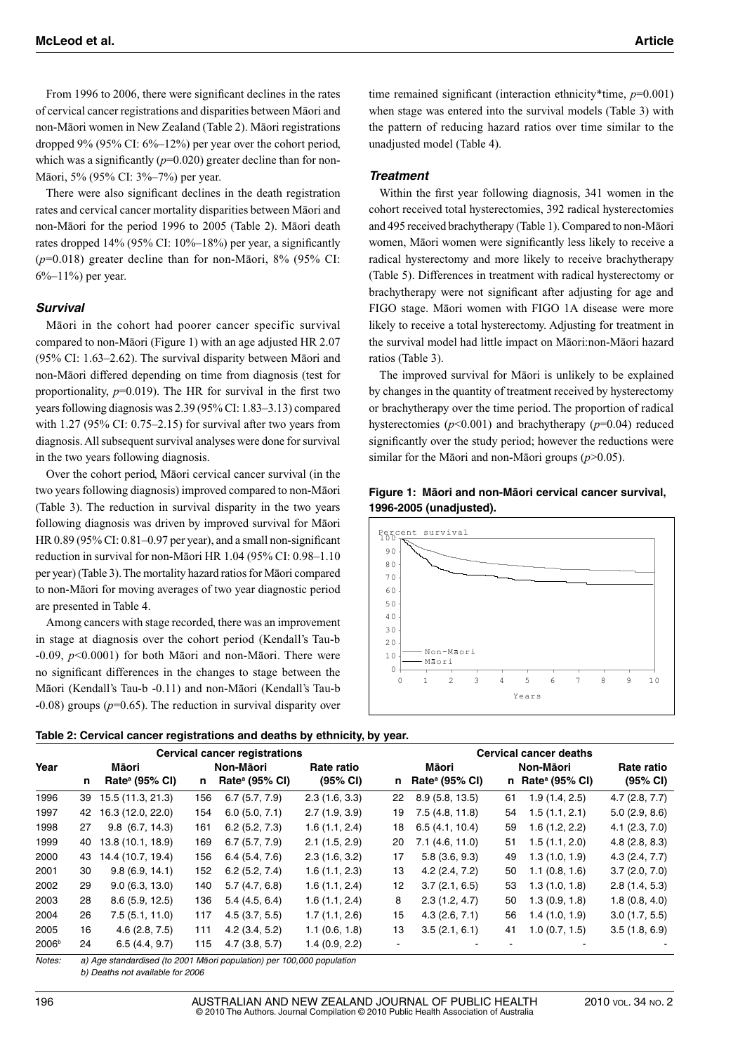From 1996 to 2006, there were significant declines in the rates of cervical cancer registrations and disparities between Māori and non-Māori women in New Zealand (Table 2). Māori registrations dropped 9% (95% CI: 6%–12%) per year over the cohort period, which was a significantly ($p$=0.020) greater decline than for non-Māori, 5% (95% CI: 3%–7%) per year.

There were also significant declines in the death registration rates and cervical cancer mortality disparities between Māori and non-Māori for the period 1996 to 2005 (Table 2). Māori death rates dropped 14% (95% CI: 10%–18%) per year, a significantly ($p$=0.018) greater decline than for non-Māori, 8% (95% CI: 6%–11%) per year.

### *Survival*

Māori in the cohort had poorer cancer specific survival compared to non-Māori (Figure 1) with an age adjusted HR 2.07 (95% CI: 1.63–2.62). The survival disparity between Māori and non-Māori differed depending on time from diagnosis (test for proportionality, $p$=0.019). The HR for survival in the first two years following diagnosis was 2.39 (95% CI: 1.83–3.13) compared with 1.27 (95% CI: 0.75–2.15) for survival after two years from diagnosis. All subsequent survival analyses were done for survival in the two years following diagnosis.

Over the cohort period, Māori cervical cancer survival (in the two years following diagnosis) improved compared to non-Māori (Table 3). The reduction in survival disparity in the two years following diagnosis was driven by improved survival for Māori HR 0.89 (95% CI: 0.81–0.97 per year), and a small non-significant reduction in survival for non-Māori HR 1.04 (95% CI: 0.98–1.10 per year) (Table 3). The mortality hazard ratios for Māori compared to non-Māori for moving averages of two year diagnostic period are presented in Table 4.

Among cancers with stage recorded, there was an improvement in stage at diagnosis over the cohort period (Kendall's Tau-b -0.09, $p$<0.0001) for both Māori and non-Māori. There were no significant differences in the changes to stage between the Māori (Kendall's Tau-b -0.11) and non-Māori (Kendall's Tau-b -0.08) groups ($p$=0.65). The reduction in survival disparity over time remained significant (interaction ethnicity*time, $p$=0.001) when stage was entered into the survival models (Table 3) with the pattern of reducing hazard ratios over time similar to the unadjusted model (Table 4).

### *Treatment*

Within the first year following diagnosis, 341 women in the cohort received total hysterectomies, 392 radical hysterectomies and 495 received brachytherapy (Table 1). Compared to non-Māori women, Māori women were significantly less likely to receive a radical hysterectomy and more likely to receive brachytherapy (Table 5). Differences in treatment with radical hysterectomy or brachytherapy were not significant after adjusting for age and FIGO stage. Māori women with FIGO 1A disease were more likely to receive a total hysterectomy. Adjusting for treatment in the survival model had little impact on Māori:non-Māori hazard ratios (Table 3).

The improved survival for Māori is unlikely to be explained by changes in the quantity of treatment received by hysterectomy or brachytherapy over the time period. The proportion of radical hysterectomies ($p$<0.001) and brachytherapy ($p$=0.04) reduced significantly over the study period; however the reductions were similar for the Māori and non-Māori groups ($p$>0.05).

**Figure 1: Māori and non-Māori cervical cancer survival, 1996-2005 (unadjusted).**

**Table 2: Cervical cancer registrations and deaths by ethnicity, by year.**

| Year | Cervical cancer registrations | | | | | Cervical cancer deaths | | | | |
|---|---|---|---|---|---|---|---|---|---|---|
| | Māori | | Non-Māori | | Rate ratio | Māori | | Non-Māori | | Rate ratio |
| | n | Rate[a] (95% CI) | n | Rate[a] (95% CI) | (95% CI) | n | Rate[a] (95% CI) | n | Rate[a] (95% CI) | (95% CI) |
| 1996 | 39 | 15.5 (11.3, 21.3) | 156 | 6.7 (5.7, 7.9) | 2.3 (1.6, 3.3) | 22 | 8.9 (5.8, 13.5) | 61 | 1.9 (1.4, 2.5) | 4.7 (2.8, 7.7) |
| 1997 | 42 | 16.3 (12.0, 22.0) | 154 | 6.0 (5.0, 7.1) | 2.7 (1.9, 3.9) | 19 | 7.5 (4.8, 11.8) | 54 | 1.5 (1.1, 2.1) | 5.0 (2.9, 8.6) |
| 1998 | 27 | 9.8 (6.7, 14.3) | 161 | 6.2 (5.2, 7.3) | 1.6 (1.1, 2.4) | 18 | 6.5 (4.1, 10.4) | 59 | 1.6 (1.2, 2.2) | 4.1 (2.3, 7.0) |
| 1999 | 40 | 13.8 (10.1, 18.9) | 169 | 6.7 (5.7, 7.9) | 2.1 (1.5, 2.9) | 20 | 7.1 (4.6, 11.0) | 51 | 1.5 (1.1, 2.0) | 4.8 (2.8, 8.3) |
| 2000 | 43 | 14.4 (10.7, 19.4) | 156 | 6.4 (5.4, 7.6) | 2.3 (1.6, 3.2) | 17 | 5.8 (3.6, 9.3) | 49 | 1.3 (1.0, 1.9) | 4.3 (2.4, 7.7) |
| 2001 | 30 | 9.8 (6.9, 14.1) | 152 | 6.2 (5.2, 7.4) | 1.6 (1.1, 2.3) | 13 | 4.2 (2.4, 7.2) | 50 | 1.1 (0.8, 1.6) | 3.7 (2.0, 7.0) |
| 2002 | 29 | 9.0 (6.3, 13.0) | 140 | 5.7 (4.7, 6.8) | 1.6 (1.1, 2.4) | 12 | 3.7 (2.1, 6.5) | 53 | 1.3 (1.0, 1.8) | 2.8 (1.4, 5.3) |
| 2003 | 28 | 8.6 (5.9, 12.5) | 136 | 5.4 (4.5, 6.4) | 1.6 (1.1, 2.4) | 8 | 2.3 (1.2, 4.7) | 50 | 1.3 (0.9, 1.8) | 1.8 (0.8, 4.0) |
| 2004 | 26 | 7.5 (5.1, 11.0) | 117 | 4.5 (3.7, 5.5) | 1.7 (1.1, 2.6) | 15 | 4.3 (2.6, 7.1) | 56 | 1.4 (1.0, 1.9) | 3.0 (1.7, 5.5) |
| 2005 | 16 | 4.6 (2.8, 7.5) | 111 | 4.2 (3.4, 5.2) | 1.1 (0.6, 1.8) | 13 | 3.5 (2.1, 6.1) | 41 | 1.0 (0.7, 1.5) | 3.5 (1.8, 6.9) |
| 2006[b] | 24 | 6.5 (4.4, 9.7) | 115 | 4.7 (3.8, 5.7) | 1.4 (0.9, 2.2) | - | - | - | - | - |

Notes: *a) Age standardised (to 2001 Māori population) per 100,000 population*
*b) Deaths not available for 2006*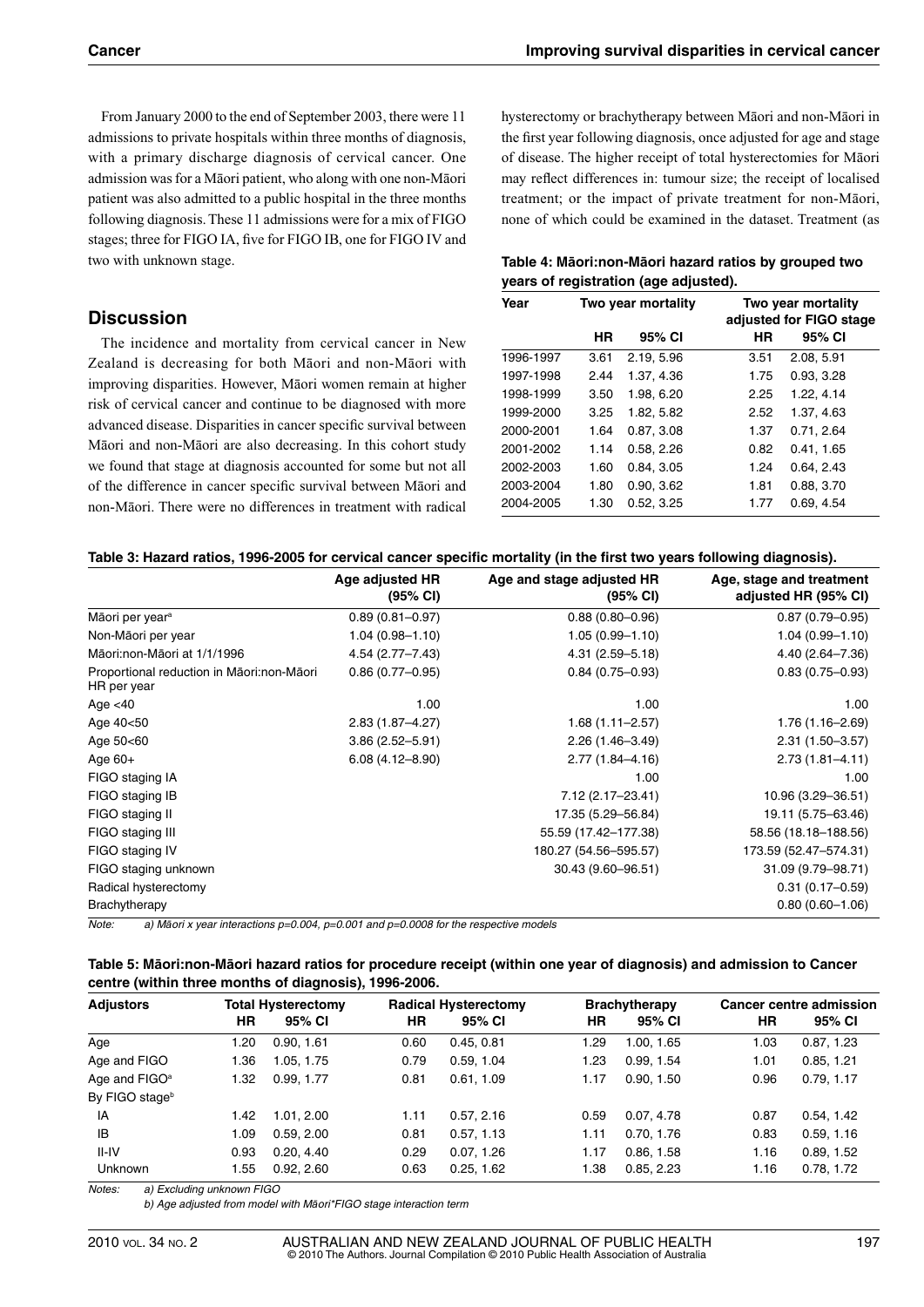From January 2000 to the end of September 2003, there were 11 admissions to private hospitals within three months of diagnosis, with a primary discharge diagnosis of cervical cancer. One admission was for a Māori patient, who along with one non-Māori patient was also admitted to a public hospital in the three months following diagnosis. These 11 admissions were for a mix of FIGO stages; three for FIGO IA, five for FIGO IB, one for FIGO IV and two with unknown stage.

## Discussion

The incidence and mortality from cervical cancer in New Zealand is decreasing for both Māori and non-Māori with improving disparities. However, Māori women remain at higher risk of cervical cancer and continue to be diagnosed with more advanced disease. Disparities in cancer specific survival between Māori and non-Māori are also decreasing. In this cohort study we found that stage at diagnosis accounted for some but not all of the difference in cancer specific survival between Māori and non-Māori. There were no differences in treatment with radical hysterectomy or brachytherapy between Māori and non-Māori in the first year following diagnosis, once adjusted for age and stage of disease. The higher receipt of total hysterectomies for Māori may reflect differences in: tumour size; the receipt of localised treatment; or the impact of private treatment for non-Māori, none of which could be examined in the dataset. Treatment (as

**Table 4: Māori:non-Māori hazard ratios by grouped two years of registration (age adjusted).**

| Year | Two year mortality | | Two year mortality adjusted for FIGO stage | |
|---|---|---|---|---|
| | HR | 95% CI | HR | 95% CI |
| 1996-1997 | 3.61 | 2.19, 5.96 | 3.51 | 2.08, 5.91 |
| 1997-1998 | 2.44 | 1.37, 4.36 | 1.75 | 0.93, 3.28 |
| 1998-1999 | 3.50 | 1.98, 6.20 | 2.25 | 1.22, 4.14 |
| 1999-2000 | 3.25 | 1.82, 5.82 | 2.52 | 1.37, 4.63 |
| 2000-2001 | 1.64 | 0.87, 3.08 | 1.37 | 0.71, 2.64 |
| 2001-2002 | 1.14 | 0.58, 2.26 | 0.82 | 0.41, 1.65 |
| 2002-2003 | 1.60 | 0.84, 3.05 | 1.24 | 0.64, 2.43 |
| 2003-2004 | 1.80 | 0.90, 3.62 | 1.81 | 0.88, 3.70 |
| 2004-2005 | 1.30 | 0.52, 3.25 | 1.77 | 0.69, 4.54 |

**Table 3: Hazard ratios, 1996-2005 for cervical cancer specific mortality (in the first two years following diagnosis).**

| | Age adjusted HR (95% CI) | Age and stage adjusted HR (95% CI) | Age, stage and treatment adjusted HR (95% CI) |
|---|---|---|---|
| Māori per year[a] | 0.89 (0.81–0.97) | 0.88 (0.80–0.96) | 0.87 (0.79–0.95) |
| Non-Māori per year | 1.04 (0.98–1.10) | 1.05 (0.99–1.10) | 1.04 (0.99–1.10) |
| Māori:non-Māori at 1/1/1996 | 4.54 (2.77–7.43) | 4.31 (2.59–5.18) | 4.40 (2.64–7.36) |
| Proportional reduction in Māori:non-Māori HR per year | 0.86 (0.77–0.95) | 0.84 (0.75–0.93) | 0.83 (0.75–0.93) |
| Age <40 | 1.00 | 1.00 | 1.00 |
| Age 40<50 | 2.83 (1.87–4.27) | 1.68 (1.11–2.57) | 1.76 (1.16–2.69) |
| Age 50<60 | 3.86 (2.52–5.91) | 2.26 (1.46–3.49) | 2.31 (1.50–3.57) |
| Age 60+ | 6.08 (4.12–8.90) | 2.77 (1.84–4.16) | 2.73 (1.81–4.11) |
| FIGO staging IA | | 1.00 | 1.00 |
| FIGO staging IB | | 7.12 (2.17–23.41) | 10.96 (3.29–36.51) |
| FIGO staging II | | 17.35 (5.29–56.84) | 19.11 (5.75–63.46) |
| FIGO staging III | | 55.59 (17.42–177.38) | 58.56 (18.18–188.56) |
| FIGO staging IV | | 180.27 (54.56–595.57) | 173.59 (52.47–574.31) |
| FIGO staging unknown | | 30.43 (9.60–96.51) | 31.09 (9.79–98.71) |
| Radical hysterectomy | | | 0.31 (0.17–0.59) |
| Brachytherapy | | | 0.80 (0.60–1.06) |

Note: a) Māori x year interactions p=0.004, p=0.001 and p=0.0008 for the respective models

**Table 5: Māori:non-Māori hazard ratios for procedure receipt (within one year of diagnosis) and admission to Cancer centre (within three months of diagnosis), 1996-2006.**

| Adjustors | Total Hysterectomy | | Radical Hysterectomy | | Brachytherapy | | Cancer centre admission | |
|---|---|---|---|---|---|---|---|---|
| | HR | 95% CI | HR | 95% CI | HR | 95% CI | HR | 95% CI |
| Age | 1.20 | 0.90, 1.61 | 0.60 | 0.45, 0.81 | 1.29 | 1.00, 1.65 | 1.03 | 0.87, 1.23 |
| Age and FIGO | 1.36 | 1.05, 1.75 | 0.79 | 0.59, 1.04 | 1.23 | 0.99, 1.54 | 1.01 | 0.85, 1.21 |
| Age and FIGO[a] | 1.32 | 0.99, 1.77 | 0.81 | 0.61, 1.09 | 1.17 | 0.90, 1.50 | 0.96 | 0.79, 1.17 |
| By FIGO stage[b] | | | | | | | | |
| IA | 1.42 | 1.01, 2.00 | 1.11 | 0.57, 2.16 | 0.59 | 0.07, 4.78 | 0.87 | 0.54, 1.42 |
| IB | 1.09 | 0.59, 2.00 | 0.81 | 0.57, 1.13 | 1.11 | 0.70, 1.76 | 0.83 | 0.59, 1.16 |
| II-IV | 0.93 | 0.20, 4.40 | 0.29 | 0.07, 1.26 | 1.17 | 0.86, 1.58 | 1.16 | 0.89, 1.52 |
| Unknown | 1.55 | 0.92, 2.60 | 0.63 | 0.25, 1.62 | 1.38 | 0.85, 2.23 | 1.16 | 0.78, 1.72 |

Notes: a) Excluding unknown FIGO

b) Age adjusted from model with Māori*FIGO stage interaction term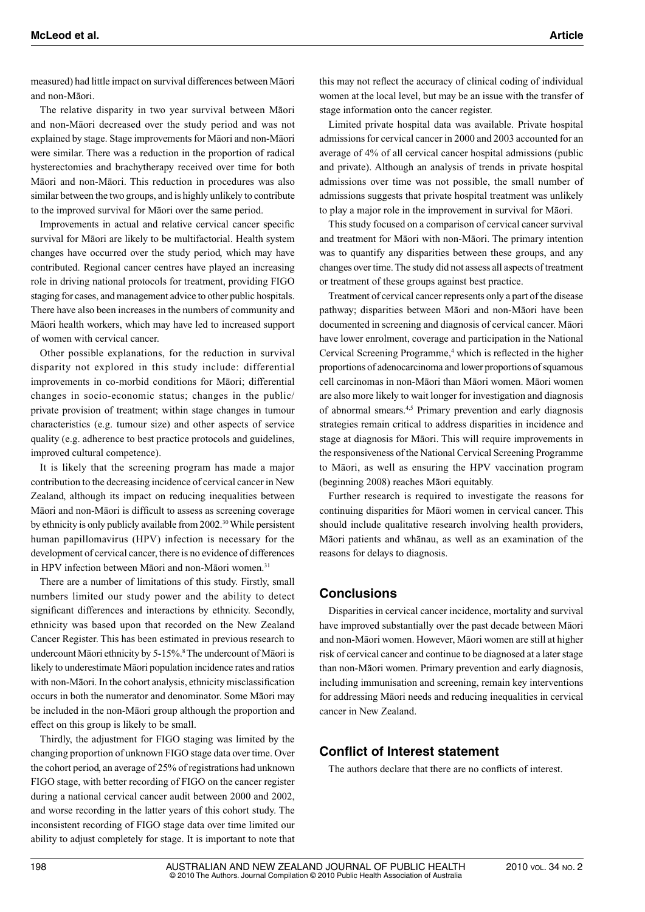measured) had little impact on survival differences between Māori and non-Māori.

The relative disparity in two year survival between Māori and non-Māori decreased over the study period and was not explained by stage. Stage improvements for Māori and non-Māori were similar. There was a reduction in the proportion of radical hysterectomies and brachytherapy received over time for both Māori and non-Māori. This reduction in procedures was also similar between the two groups, and is highly unlikely to contribute to the improved survival for Māori over the same period.

Improvements in actual and relative cervical cancer specific survival for Māori are likely to be multifactorial. Health system changes have occurred over the study period, which may have contributed. Regional cancer centres have played an increasing role in driving national protocols for treatment, providing FIGO staging for cases, and management advice to other public hospitals. There have also been increases in the numbers of community and Māori health workers, which may have led to increased support of women with cervical cancer.

Other possible explanations, for the reduction in survival disparity not explored in this study include: differential improvements in co-morbid conditions for Māori; differential changes in socio-economic status; changes in the public/private provision of treatment; within stage changes in tumour characteristics (e.g. tumour size) and other aspects of service quality (e.g. adherence to best practice protocols and guidelines, improved cultural competence).

It is likely that the screening program has made a major contribution to the decreasing incidence of cervical cancer in New Zealand, although its impact on reducing inequalities between Māori and non-Māori is difficult to assess as screening coverage by ethnicity is only publicly available from 2002.[30] While persistent human papillomavirus (HPV) infection is necessary for the development of cervical cancer, there is no evidence of differences in HPV infection between Māori and non-Māori women.[31]

There are a number of limitations of this study. Firstly, small numbers limited our study power and the ability to detect significant differences and interactions by ethnicity. Secondly, ethnicity was based upon that recorded on the New Zealand Cancer Register. This has been estimated in previous research to undercount Māori ethnicity by 5-15%.[8] The undercount of Māori is likely to underestimate Māori population incidence rates and ratios with non-Māori. In the cohort analysis, ethnicity misclassification occurs in both the numerator and denominator. Some Māori may be included in the non-Māori group although the proportion and effect on this group is likely to be small.

Thirdly, the adjustment for FIGO staging was limited by the changing proportion of unknown FIGO stage data over time. Over the cohort period, an average of 25% of registrations had unknown FIGO stage, with better recording of FIGO on the cancer register during a national cervical cancer audit between 2000 and 2002, and worse recording in the latter years of this cohort study. The inconsistent recording of FIGO stage data over time limited our ability to adjust completely for stage. It is important to note that this may not reflect the accuracy of clinical coding of individual women at the local level, but may be an issue with the transfer of stage information onto the cancer register.

Limited private hospital data was available. Private hospital admissions for cervical cancer in 2000 and 2003 accounted for an average of 4% of all cervical cancer hospital admissions (public and private). Although an analysis of trends in private hospital admissions over time was not possible, the small number of admissions suggests that private hospital treatment was unlikely to play a major role in the improvement in survival for Māori.

This study focused on a comparison of cervical cancer survival and treatment for Māori with non-Māori. The primary intention was to quantify any disparities between these groups, and any changes over time. The study did not assess all aspects of treatment or treatment of these groups against best practice.

Treatment of cervical cancer represents only a part of the disease pathway; disparities between Māori and non-Māori have been documented in screening and diagnosis of cervical cancer. Māori have lower enrolment, coverage and participation in the National Cervical Screening Programme,[4] which is reflected in the higher proportions of adenocarcinoma and lower proportions of squamous cell carcinomas in non-Māori than Māori women. Māori women are also more likely to wait longer for investigation and diagnosis of abnormal smears.[4,5] Primary prevention and early diagnosis strategies remain critical to address disparities in incidence and stage at diagnosis for Māori. This will require improvements in the responsiveness of the National Cervical Screening Programme to Māori, as well as ensuring the HPV vaccination program (beginning 2008) reaches Māori equitably.

Further research is required to investigate the reasons for continuing disparities for Māori women in cervical cancer. This should include qualitative research involving health providers, Māori patients and whānau, as well as an examination of the reasons for delays to diagnosis.

## Conclusions

Disparities in cervical cancer incidence, mortality and survival have improved substantially over the past decade between Māori and non-Māori women. However, Māori women are still at higher risk of cervical cancer and continue to be diagnosed at a later stage than non-Māori women. Primary prevention and early diagnosis, including immunisation and screening, remain key interventions for addressing Māori needs and reducing inequalities in cervical cancer in New Zealand.

## Conflict of Interest statement

The authors declare that there are no conflicts of interest.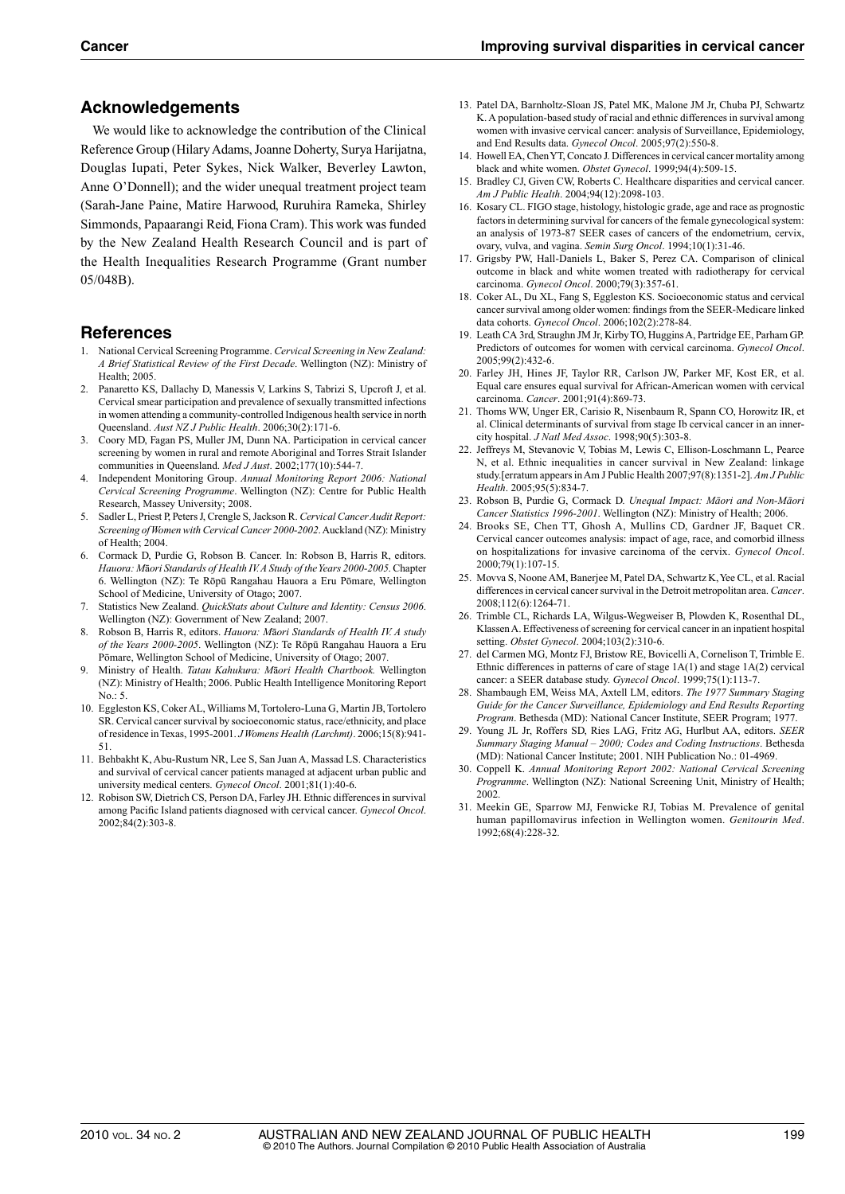## Acknowledgements

We would like to acknowledge the contribution of the Clinical Reference Group (Hilary Adams, Joanne Doherty, Surya Harijatna, Douglas Iupati, Peter Sykes, Nick Walker, Beverley Lawton, Anne O'Donnell); and the wider unequal treatment project team (Sarah-Jane Paine, Matire Harwood, Ruruhira Rameka, Shirley Simmonds, Papaarangi Reid, Fiona Cram). This work was funded by the New Zealand Health Research Council and is part of the Health Inequalities Research Programme (Grant number 05/048B).

## References

1. National Cervical Screening Programme. *Cervical Screening in New Zealand: A Brief Statistical Review of the First Decade*. Wellington (NZ): Ministry of Health; 2005.
2. Panaretto KS, Dallachy D, Manessis V, Larkins S, Tabrizi S, Upcroft J, et al. Cervical smear participation and prevalence of sexually transmitted infections in women attending a community-controlled Indigenous health service in north Queensland. *Aust NZ J Public Health*. 2006;30(2):171-6.
3. Coory MD, Fagan PS, Muller JM, Dunn NA. Participation in cervical cancer screening by women in rural and remote Aboriginal and Torres Strait Islander communities in Queensland. *Med J Aust*. 2002;177(10):544-7.
4. Independent Monitoring Group. *Annual Monitoring Report 2006: National Cervical Screening Programme*. Wellington (NZ): Centre for Public Health Research, Massey University; 2008.
5. Sadler L, Priest P, Peters J, Crengle S, Jackson R. *Cervical Cancer Audit Report: Screening of Women with Cervical Cancer 2000-2002*. Auckland (NZ): Ministry of Health; 2004.
6. Cormack D, Purdie G, Robson B. Cancer. In: Robson B, Harris R, editors. *Hauora: Māori Standards of Health IV. A Study of the Years 2000-2005*. Chapter 6. Wellington (NZ): Te Rōpū Rangahau Hauora a Eru Pōmare, Wellington School of Medicine, University of Otago; 2007.
7. Statistics New Zealand. *QuickStats about Culture and Identity: Census 2006*. Wellington (NZ): Government of New Zealand; 2007.
8. Robson B, Harris R, editors. *Hauora: Māori Standards of Health IV. A study of the Years 2000-2005*. Wellington (NZ): Te Rōpū Rangahau Hauora a Eru Pōmare, Wellington School of Medicine, University of Otago; 2007.
9. Ministry of Health. *Tatau Kahukura: Māori Health Chartbook.* Wellington (NZ): Ministry of Health; 2006. Public Health Intelligence Monitoring Report No.: 5.
10. Eggleston KS, Coker AL, Williams M, Tortolero-Luna G, Martin JB, Tortolero SR. Cervical cancer survival by socioeconomic status, race/ethnicity, and place of residence in Texas, 1995-2001. *J Womens Health (Larchmt)*. 2006;15(8):941-51.
11. Behbakht K, Abu-Rustum NR, Lee S, San Juan A, Massad LS. Characteristics and survival of cervical cancer patients managed at adjacent urban public and university medical centers. *Gynecol Oncol*. 2001;81(1):40-6.
12. Robison SW, Dietrich CS, Person DA, Farley JH. Ethnic differences in survival among Pacific Island patients diagnosed with cervical cancer. *Gynecol Oncol*. 2002;84(2):303-8.
13. Patel DA, Barnholtz-Sloan JS, Patel MK, Malone JM Jr, Chuba PJ, Schwartz K. A population-based study of racial and ethnic differences in survival among women with invasive cervical cancer: analysis of Surveillance, Epidemiology, and End Results data. *Gynecol Oncol*. 2005;97(2):550-8.
14. Howell EA, Chen YT, Concato J. Differences in cervical cancer mortality among black and white women. *Obstet Gynecol*. 1999;94(4):509-15.
15. Bradley CJ, Given CW, Roberts C. Healthcare disparities and cervical cancer. *Am J Public Health*. 2004;94(12):2098-103.
16. Kosary CL. FIGO stage, histology, histologic grade, age and race as prognostic factors in determining survival for cancers of the female gynecological system: an analysis of 1973-87 SEER cases of cancers of the endometrium, cervix, ovary, vulva, and vagina. *Semin Surg Oncol*. 1994;10(1):31-46.
17. Grigsby PW, Hall-Daniels L, Baker S, Perez CA. Comparison of clinical outcome in black and white women treated with radiotherapy for cervical carcinoma. *Gynecol Oncol*. 2000;79(3):357-61.
18. Coker AL, Du XL, Fang S, Eggleston KS. Socioeconomic status and cervical cancer survival among older women: findings from the SEER-Medicare linked data cohorts. *Gynecol Oncol*. 2006;102(2):278-84.
19. Leath CA 3rd, Straughn JM Jr, Kirby TO, Huggins A, Partridge EE, Parham GP. Predictors of outcomes for women with cervical carcinoma. *Gynecol Oncol*. 2005;99(2):432-6.
20. Farley JH, Hines JF, Taylor RR, Carlson JW, Parker MF, Kost ER, et al. Equal care ensures equal survival for African-American women with cervical carcinoma. *Cancer*. 2001;91(4):869-73.
21. Thoms WW, Unger ER, Carisio R, Nisenbaum R, Spann CO, Horowitz IR, et al. Clinical determinants of survival from stage Ib cervical cancer in an inner-city hospital. *J Natl Med Assoc*. 1998;90(5):303-8.
22. Jeffreys M, Stevanovic V, Tobias M, Lewis C, Ellison-Loschmann L, Pearce N, et al. Ethnic inequalities in cancer survival in New Zealand: linkage study.[erratum appears in Am J Public Health 2007;97(8):1351-2]. *Am J Public Health*. 2005;95(5):834-7.
23. Robson B, Purdie G, Cormack D. *Unequal Impact: Māori and Non-Māori Cancer Statistics 1996-2001*. Wellington (NZ): Ministry of Health; 2006.
24. Brooks SE, Chen TT, Ghosh A, Mullins CD, Gardner JF, Baquet CR. Cervical cancer outcomes analysis: impact of age, race, and comorbid illness on hospitalizations for invasive carcinoma of the cervix. *Gynecol Oncol*. 2000;79(1):107-15.
25. Movva S, Noone AM, Banerjee M, Patel DA, Schwartz K, Yee CL, et al. Racial differences in cervical cancer survival in the Detroit metropolitan area. *Cancer*. 2008;112(6):1264-71.
26. Trimble CL, Richards LA, Wilgus-Wegweiser B, Plowden K, Rosenthal DL, Klassen A. Effectiveness of screening for cervical cancer in an inpatient hospital setting. *Obstet Gynecol*. 2004;103(2):310-6.
27. del Carmen MG, Montz FJ, Bristow RE, Bovicelli A, Cornelison T, Trimble E. Ethnic differences in patterns of care of stage 1A(1) and stage 1A(2) cervical cancer: a SEER database study. *Gynecol Oncol*. 1999;75(1):113-7.
28. Shambaugh EM, Weiss MA, Axtell LM, editors. *The 1977 Summary Staging Guide for the Cancer Surveillance, Epidemiology and End Results Reporting Program*. Bethesda (MD): National Cancer Institute, SEER Program; 1977.
29. Young JL Jr, Roffers SD, Ries LAG, Fritz AG, Hurlbut AA, editors. *SEER Summary Staging Manual – 2000; Codes and Coding Instructions*. Bethesda (MD): National Cancer Institute; 2001. NIH Publication No.: 01-4969.
30. Coppell K. *Annual Monitoring Report 2002: National Cervical Screening Programme*. Wellington (NZ): National Screening Unit, Ministry of Health; 2002.
31. Meekin GE, Sparrow MJ, Fenwicke RJ, Tobias M. Prevalence of genital human papillomavirus infection in Wellington women. *Genitourin Med*. 1992;68(4):228-32.